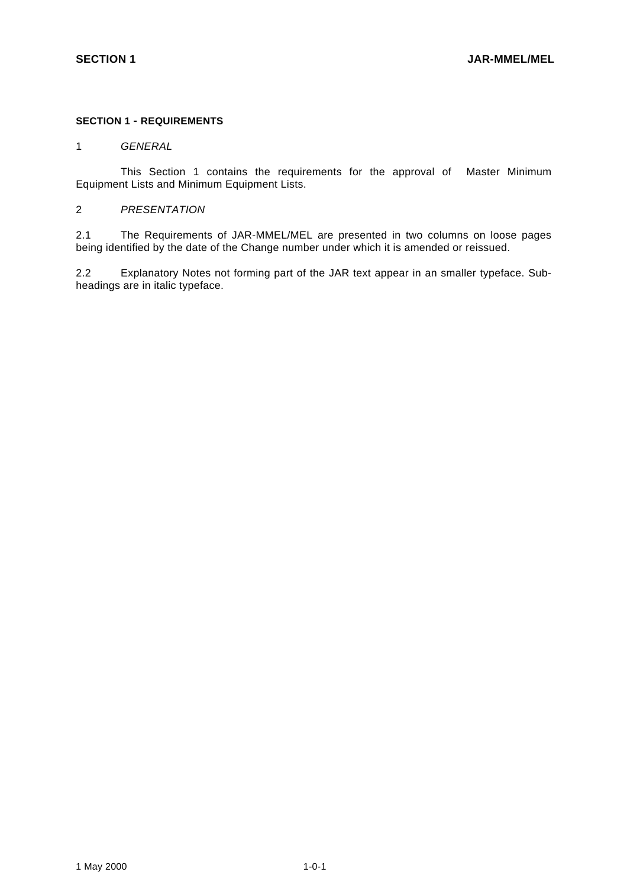## SECTION 1 - REQUIREMENTS

1 *GENERAL*

This Section 1 contains the requirements for the approval of Master Minimum Equipment Lists and Minimum Equipment Lists.

2 *PRESENTATION*

2.1 The Requirements of JAR-MMEL/MEL are presented in two columns on loose pages being identified by the date of the Change number under which it is amended or reissued.

2.2 Explanatory Notes not forming part of the JAR text appear in an smaller typeface. Sub-headings are in italic typeface.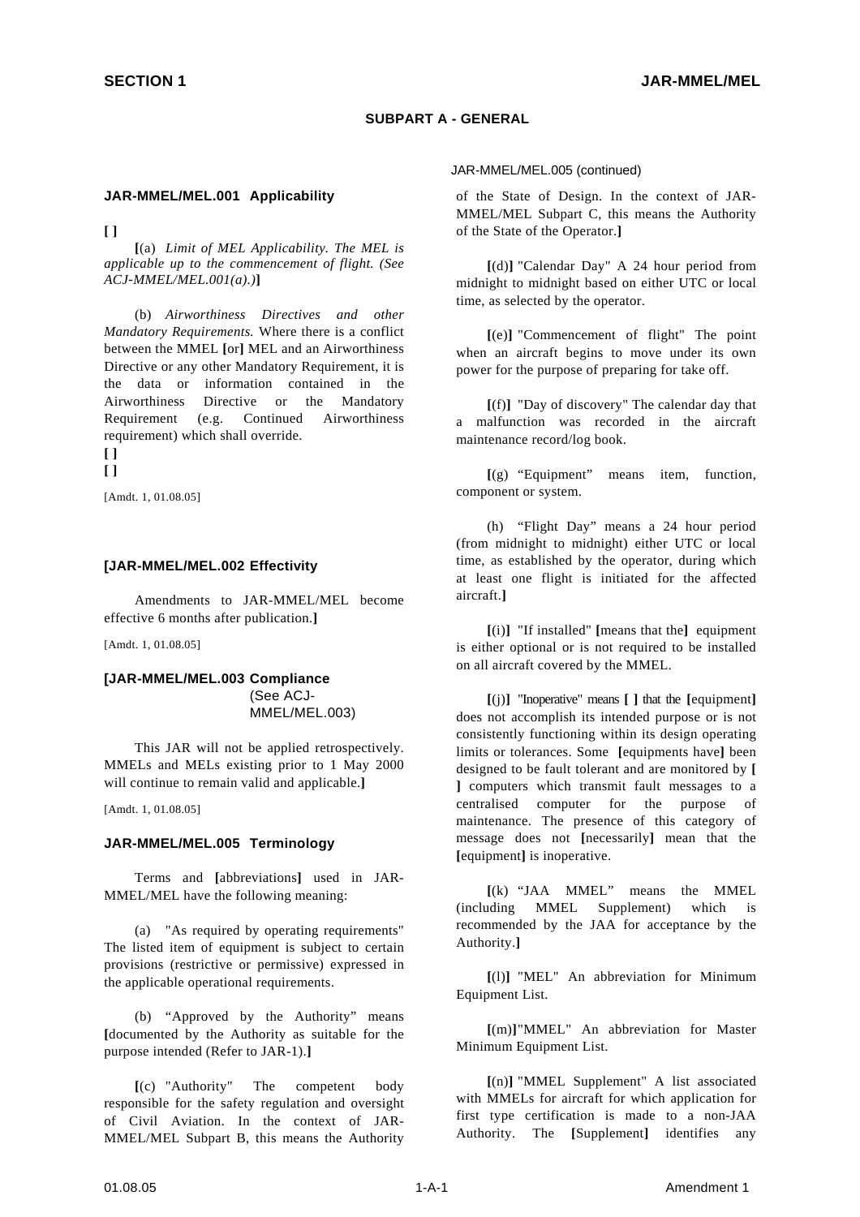## SUBPART A - GENERAL

### JAR-MMEL/MEL.001 Applicability

[ ]

[(a) *Limit of MEL Applicability. The MEL is applicable up to the commencement of flight. (See ACJ-MMEL/MEL.001(a).)*]

(b) *Airworthiness Directives and other Mandatory Requirements.* Where there is a conflict between the MMEL [or] MEL and an Airworthiness Directive or any other Mandatory Requirement, it is the data or information contained in the Airworthiness Directive or the Mandatory Requirement (e.g. Continued Airworthiness requirement) which shall override.

[ ]

[ ]

[Amdt. 1, 01.08.05]

### [JAR-MMEL/MEL.002 Effectivity

Amendments to JAR-MMEL/MEL become effective 6 months after publication.]

[Amdt. 1, 01.08.05]

### [JAR-MMEL/MEL.003 Compliance (See ACJ-MMEL/MEL.003)

This JAR will not be applied retrospectively. MMELs and MELs existing prior to 1 May 2000 will continue to remain valid and applicable.]

[Amdt. 1, 01.08.05]

### JAR-MMEL/MEL.005 Terminology

Terms and [abbreviations] used in JAR-MMEL/MEL have the following meaning:

(a) "As required by operating requirements" The listed item of equipment is subject to certain provisions (restrictive or permissive) expressed in the applicable operational requirements.

(b) "Approved by the Authority" means [documented by the Authority as suitable for the purpose intended (Refer to JAR-1).]

[(c) "Authority" The competent body responsible for the safety regulation and oversight of Civil Aviation. In the context of JAR-MMEL/MEL Subpart B, this means the Authority of the State of Design. In the context of JAR-MMEL/MEL Subpart C, this means the Authority of the State of the Operator.]

[(d)] "Calendar Day" A 24 hour period from midnight to midnight based on either UTC or local time, as selected by the operator.

[(e)] "Commencement of flight" The point when an aircraft begins to move under its own power for the purpose of preparing for take off.

[(f)] "Day of discovery" The calendar day that a malfunction was recorded in the aircraft maintenance record/log book.

[(g) "Equipment" means item, function, component or system.

(h) "Flight Day" means a 24 hour period (from midnight to midnight) either UTC or local time, as established by the operator, during which at least one flight is initiated for the affected aircraft.]

[(i)] "If installed" [means that the] equipment is either optional or is not required to be installed on all aircraft covered by the MMEL.

[(j)] "Inoperative" means [ ] that the [equipment] does not accomplish its intended purpose or is not consistently functioning within its design operating limits or tolerances. Some [equipments have] been designed to be fault tolerant and are monitored by [ ] computers which transmit fault messages to a centralised computer for the purpose of maintenance. The presence of this category of message does not [necessarily] mean that the [equipment] is inoperative.

[(k) "JAA MMEL" means the MMEL (including MMEL Supplement) which is recommended by the JAA for acceptance by the Authority.]

[(l)] "MEL" An abbreviation for Minimum Equipment List.

[(m)]"MMEL" An abbreviation for Master Minimum Equipment List.

[(n)] "MMEL Supplement" A list associated with MMELs for aircraft for which application for first type certification is made to a non-JAA Authority. The [Supplement] identifies any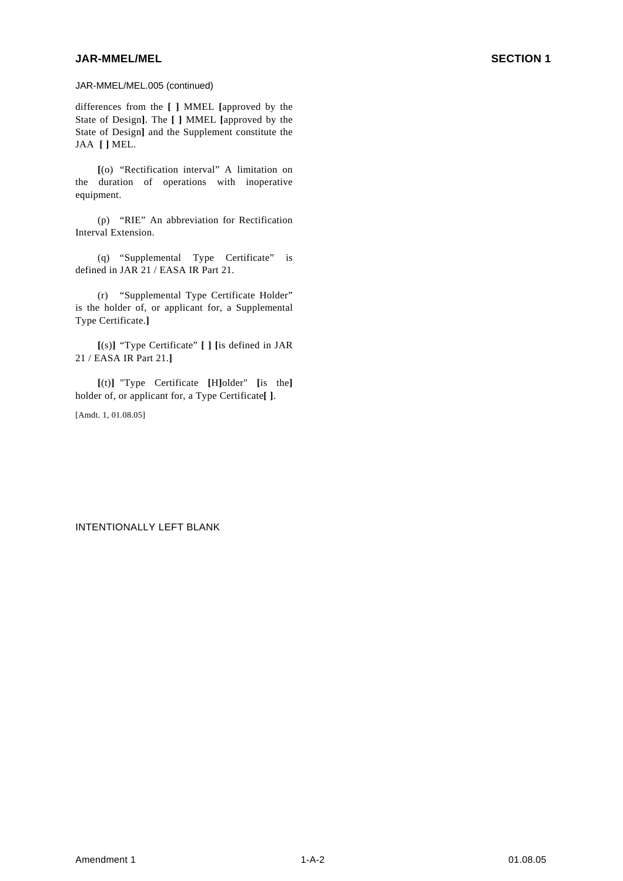JAR-MMEL/MEL.005 (continued)

differences from the **[ ]** MMEL **[**approved by the State of Design**]**. The **[ ]** MMEL **[**approved by the State of Design**]** and the Supplement constitute the JAA **[ ]** MEL.

**[**(o) "Rectification interval" A limitation on the duration of operations with inoperative equipment.

(p) "RIE" An abbreviation for Rectification Interval Extension.

(q) "Supplemental Type Certificate" is defined in JAR 21 / EASA IR Part 21.

(r) "Supplemental Type Certificate Holder" is the holder of, or applicant for, a Supplemental Type Certificate.**]**

**[**(s)**]** "Type Certificate" **[ ] [**is defined in JAR 21 / EASA IR Part 21.**]**

**[**(t)**]** "Type Certificate **[**H**]**older" **[**is the**]** holder of, or applicant for, a Type Certificate**[ ]**.

[Amdt. 1, 01.08.05]

INTENTIONALLY LEFT BLANK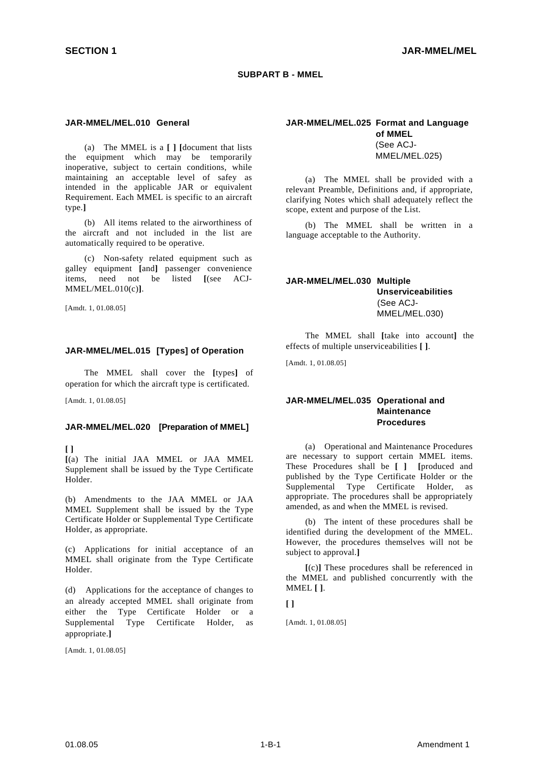## SUBPART B - MMEL

### JAR-MMEL/MEL.010 General

(a) The MMEL is a [ ] [document that lists the equipment which may be temporarily inoperative, subject to certain conditions, while maintaining an acceptable level of safey as intended in the applicable JAR or equivalent Requirement. Each MMEL is specific to an aircraft type.]

(b) All items related to the airworthiness of the aircraft and not included in the list are automatically required to be operative.

(c) Non-safety related equipment such as galley equipment [and] passenger convenience items, need not be listed [(see ACJ-MMEL/MEL.010(c)].

[Amdt. 1, 01.08.05]

### JAR-MMEL/MEL.015 [Types] of Operation

The MMEL shall cover the [types] of operation for which the aircraft type is certificated.

[Amdt. 1, 01.08.05]

### JAR-MMEL/MEL.020 [Preparation of MMEL]

[ ]
[(a) The initial JAA MMEL or JAA MMEL Supplement shall be issued by the Type Certificate Holder.

(b) Amendments to the JAA MMEL or JAA MMEL Supplement shall be issued by the Type Certificate Holder or Supplemental Type Certificate Holder, as appropriate.

(c) Applications for initial acceptance of an MMEL shall originate from the Type Certificate Holder.

(d) Applications for the acceptance of changes to an already accepted MMEL shall originate from either the Type Certificate Holder or a Supplemental Type Certificate Holder, as appropriate.]

[Amdt. 1, 01.08.05]

### JAR-MMEL/MEL.025 Format and Language of MMEL
(See ACJ-MMEL/MEL.025)

(a) The MMEL shall be provided with a relevant Preamble, Definitions and, if appropriate, clarifying Notes which shall adequately reflect the scope, extent and purpose of the List.

(b) The MMEL shall be written in a language acceptable to the Authority.

### JAR-MMEL/MEL.030 Multiple Unserviceabilities
(See ACJ-MMEL/MEL.030)

The MMEL shall [take into account] the effects of multiple unserviceabilities [ ].

[Amdt. 1, 01.08.05]

### JAR-MMEL/MEL.035 Operational and Maintenance Procedures

(a) Operational and Maintenance Procedures are necessary to support certain MMEL items. These Procedures shall be [ ] [produced and published by the Type Certificate Holder or the Supplemental Type Certificate Holder, as appropriate. The procedures shall be appropriately amended, as and when the MMEL is revised.

(b) The intent of these procedures shall be identified during the development of the MMEL. However, the procedures themselves will not be subject to approval.]

[(c)] These procedures shall be referenced in the MMEL and published concurrently with the MMEL [ ].

[ ]

[Amdt. 1, 01.08.05]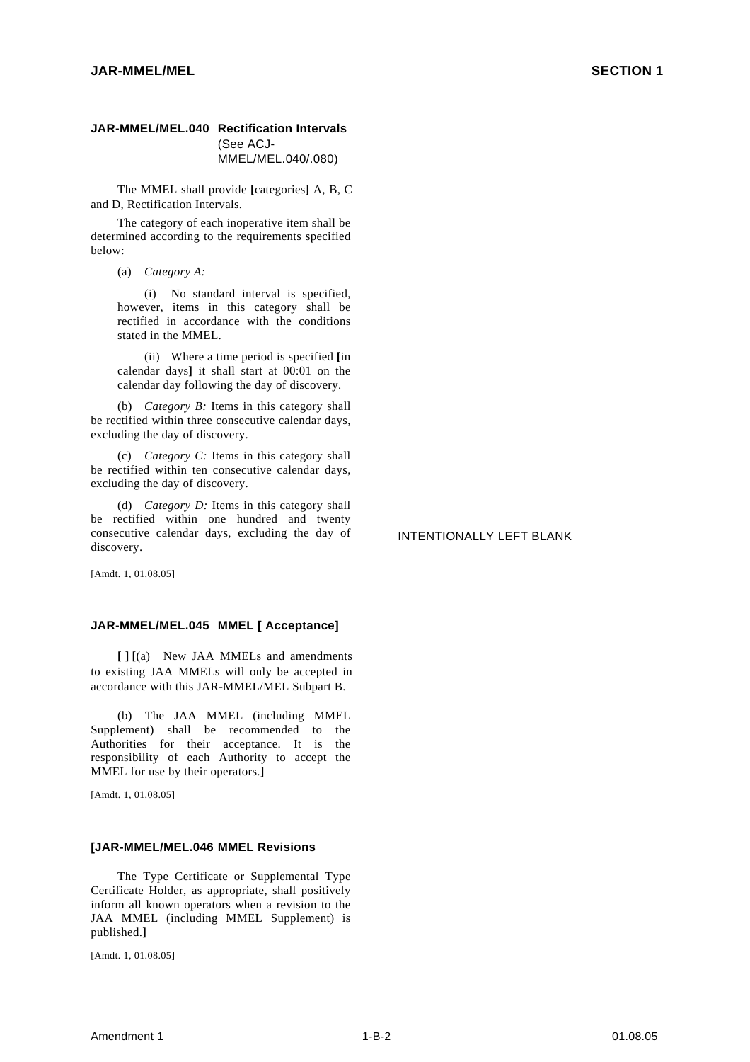### JAR-MMEL/MEL.040 Rectification Intervals (See ACJ-MMEL/MEL.040/.080)

The MMEL shall provide **[**categories**]** A, B, C and D, Rectification Intervals.

The category of each inoperative item shall be determined according to the requirements specified below:

(a) *Category A:*

(i) No standard interval is specified, however, items in this category shall be rectified in accordance with the conditions stated in the MMEL.

(ii) Where a time period is specified **[**in calendar days**]** it shall start at 00:01 on the calendar day following the day of discovery.

(b) *Category B:* Items in this category shall be rectified within three consecutive calendar days, excluding the day of discovery.

(c) *Category C:* Items in this category shall be rectified within ten consecutive calendar days, excluding the day of discovery.

(d) *Category D:* Items in this category shall be rectified within one hundred and twenty consecutive calendar days, excluding the day of discovery.

[Amdt. 1, 01.08.05]

### JAR-MMEL/MEL.045 MMEL [ Acceptance]

**[ ] [**(a) New JAA MMELs and amendments to existing JAA MMELs will only be accepted in accordance with this JAR-MMEL/MEL Subpart B.

(b) The JAA MMEL (including MMEL Supplement) shall be recommended to the Authorities for their acceptance. It is the responsibility of each Authority to accept the MMEL for use by their operators.**]**

[Amdt. 1, 01.08.05]

### [JAR-MMEL/MEL.046 MMEL Revisions

The Type Certificate or Supplemental Type Certificate Holder, as appropriate, shall positively inform all known operators when a revision to the JAA MMEL (including MMEL Supplement) is published.**]**

[Amdt. 1, 01.08.05]

INTENTIONALLY LEFT BLANK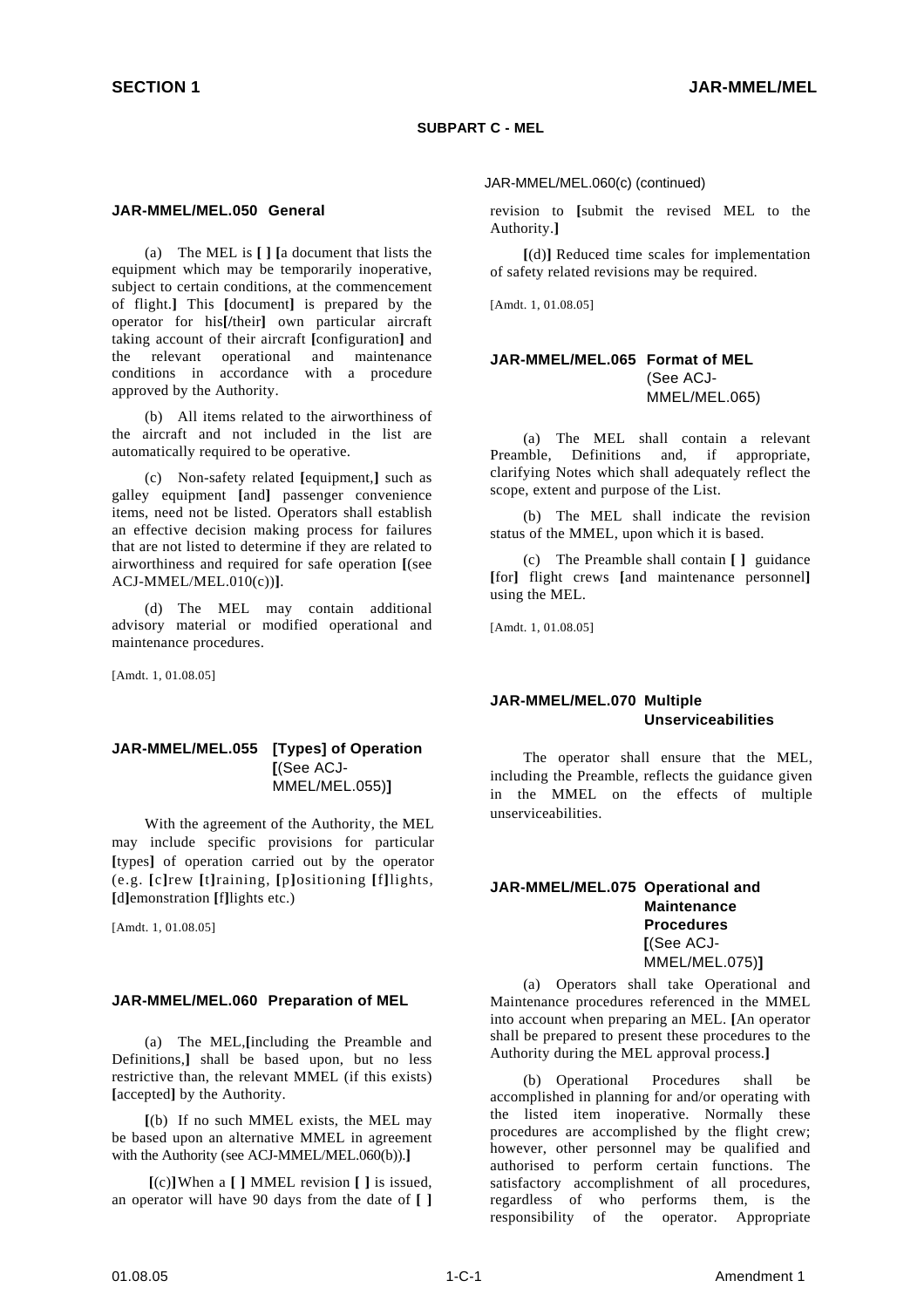**SUBPART C - MEL**

## JAR-MMEL/MEL.050 General

(a) The MEL is **[ ] [**a document that lists the equipment which may be temporarily inoperative, subject to certain conditions, at the commencement of flight.**]** This **[**document**]** is prepared by the operator for his**[**/their**]** own particular aircraft taking account of their aircraft **[**configuration**]** and the relevant operational and maintenance conditions in accordance with a procedure approved by the Authority.

(b) All items related to the airworthiness of the aircraft and not included in the list are automatically required to be operative.

(c) Non-safety related **[**equipment,**]** such as galley equipment **[**and**]** passenger convenience items, need not be listed. Operators shall establish an effective decision making process for failures that are not listed to determine if they are related to airworthiness and required for safe operation **[**(see ACJ-MMEL/MEL.010(c))**]**.

(d) The MEL may contain additional advisory material or modified operational and maintenance procedures.

[Amdt. 1, 01.08.05]

## JAR-MMEL/MEL.055 [Types] of Operation [(See ACJ-MMEL/MEL.055)]

With the agreement of the Authority, the MEL may include specific provisions for particular **[**types**]** of operation carried out by the operator (e.g. **[**c**]**rew **[**t**]**raining, **[**p**]**ositioning **[**f**]**lights, **[**d**]**emonstration **[**f**]**lights etc.)

[Amdt. 1, 01.08.05]

## JAR-MMEL/MEL.060 Preparation of MEL

(a) The MEL,**[**including the Preamble and Definitions,**]** shall be based upon, but no less restrictive than, the relevant MMEL (if this exists) **[**accepted**]** by the Authority.

**[**(b) If no such MMEL exists, the MEL may be based upon an alternative MMEL in agreement with the Authority (see ACJ-MMEL/MEL.060(b)).**]**

**[**(c)**]** When a **[ ]** MMEL revision **[ ]** is issued, an operator will have 90 days from the date of **[ ]** revision to **[**submit the revised MEL to the Authority.**]**

**[**(d)**]** Reduced time scales for implementation of safety related revisions may be required.

[Amdt. 1, 01.08.05]

## JAR-MMEL/MEL.065 Format of MEL (See ACJ-MMEL/MEL.065)

(a) The MEL shall contain a relevant Preamble, Definitions and, if appropriate, clarifying Notes which shall adequately reflect the scope, extent and purpose of the List.

(b) The MEL shall indicate the revision status of the MMEL, upon which it is based.

(c) The Preamble shall contain **[ ]** guidance **[**for**]** flight crews **[**and maintenance personnel**]** using the MEL.

[Amdt. 1, 01.08.05]

## JAR-MMEL/MEL.070 Multiple Unserviceabilities

The operator shall ensure that the MEL, including the Preamble, reflects the guidance given in the MMEL on the effects of multiple unserviceabilities.

## JAR-MMEL/MEL.075 Operational and Maintenance Procedures [(See ACJ-MMEL/MEL.075)]

(a) Operators shall take Operational and Maintenance procedures referenced in the MMEL into account when preparing an MEL. **[**An operator shall be prepared to present these procedures to the Authority during the MEL approval process.**]**

(b) Operational Procedures shall be accomplished in planning for and/or operating with the listed item inoperative. Normally these procedures are accomplished by the flight crew; however, other personnel may be qualified and authorised to perform certain functions. The satisfactory accomplishment of all procedures, regardless of who performs them, is the responsibility of the operator. Appropriate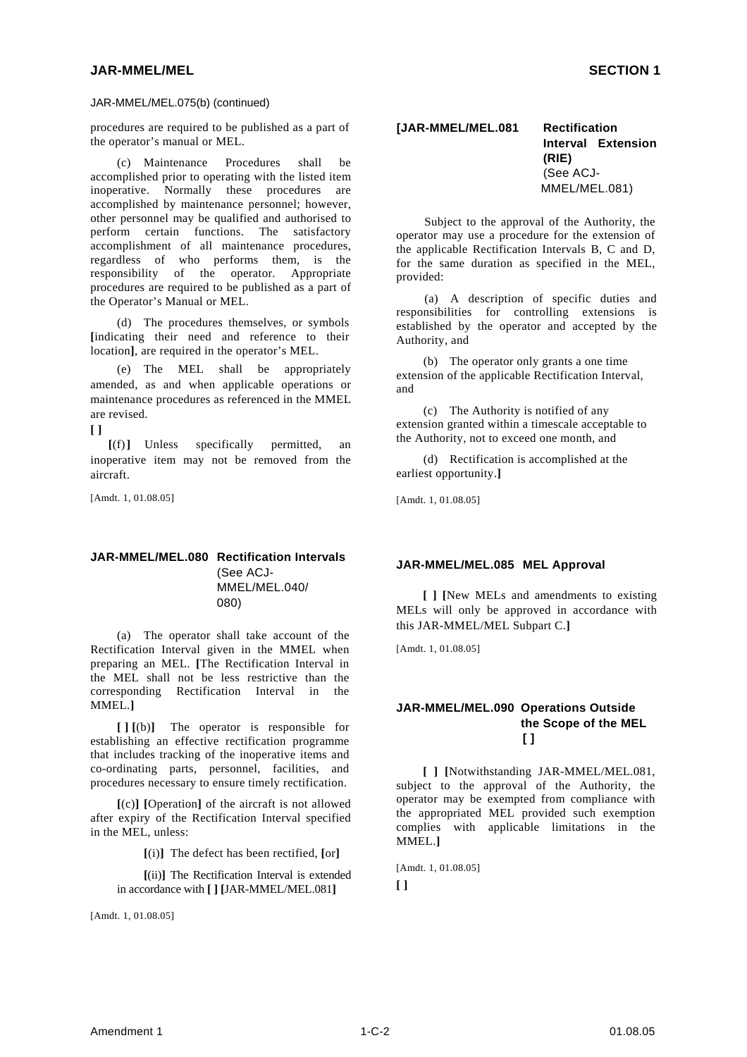JAR-MMEL/MEL.075(b) (continued)

procedures are required to be published as a part of the operator's manual or MEL.

(c) Maintenance Procedures shall be accomplished prior to operating with the listed item inoperative. Normally these procedures are accomplished by maintenance personnel; however, other personnel may be qualified and authorised to perform certain functions. The satisfactory accomplishment of all maintenance procedures, regardless of who performs them, is the responsibility of the operator. Appropriate procedures are required to be published as a part of the Operator's Manual or MEL.

(d) The procedures themselves, or symbols **[**indicating their need and reference to their location**]**, are required in the operator's MEL.

(e) The MEL shall be appropriately amended, as and when applicable operations or maintenance procedures as referenced in the MMEL are revised.

**[ ]**

**[**(f)**]** Unless specifically permitted, an inoperative item may not be removed from the aircraft.

[Amdt. 1, 01.08.05]

## JAR-MMEL/MEL.080 Rectification Intervals (See ACJ-MMEL/MEL.040/080)

(a) The operator shall take account of the Rectification Interval given in the MMEL when preparing an MEL. **[**The Rectification Interval in the MEL shall not be less restrictive than the corresponding Rectification Interval in the MMEL.**]**

**[ ] [**(b)**]** The operator is responsible for establishing an effective rectification programme that includes tracking of the inoperative items and co-ordinating parts, personnel, facilities, and procedures necessary to ensure timely rectification.

**[**(c)**]** **[**Operation**]** of the aircraft is not allowed after expiry of the Rectification Interval specified in the MEL, unless:

**[**(i)**]** The defect has been rectified, **[**or**]**

**[**(ii)**]** The Rectification Interval is extended in accordance with **[ ] [**JAR-MMEL/MEL.081**]**

[Amdt. 1, 01.08.05]

## [JAR-MMEL/MEL.081 Rectification Interval Extension (RIE) (See ACJ-MMEL/MEL.081)

Subject to the approval of the Authority, the operator may use a procedure for the extension of the applicable Rectification Intervals B, C and D, for the same duration as specified in the MEL, provided:

(a) A description of specific duties and responsibilities for controlling extensions is established by the operator and accepted by the Authority, and

(b) The operator only grants a one time extension of the applicable Rectification Interval, and

(c) The Authority is notified of any extension granted within a timescale acceptable to the Authority, not to exceed one month, and

(d) Rectification is accomplished at the earliest opportunity.**]**

[Amdt. 1, 01.08.05]

## JAR-MMEL/MEL.085 MEL Approval

**[ ] [**New MELs and amendments to existing MELs will only be approved in accordance with this JAR-MMEL/MEL Subpart C.**]**

[Amdt. 1, 01.08.05]

## JAR-MMEL/MEL.090 Operations Outside the Scope of the MEL [ ]

**[ ] [**Notwithstanding JAR-MMEL/MEL.081, subject to the approval of the Authority, the operator may be exempted from compliance with the appropriated MEL provided such exemption complies with applicable limitations in the MMEL.**]**

[Amdt. 1, 01.08.05]

**[ ]**